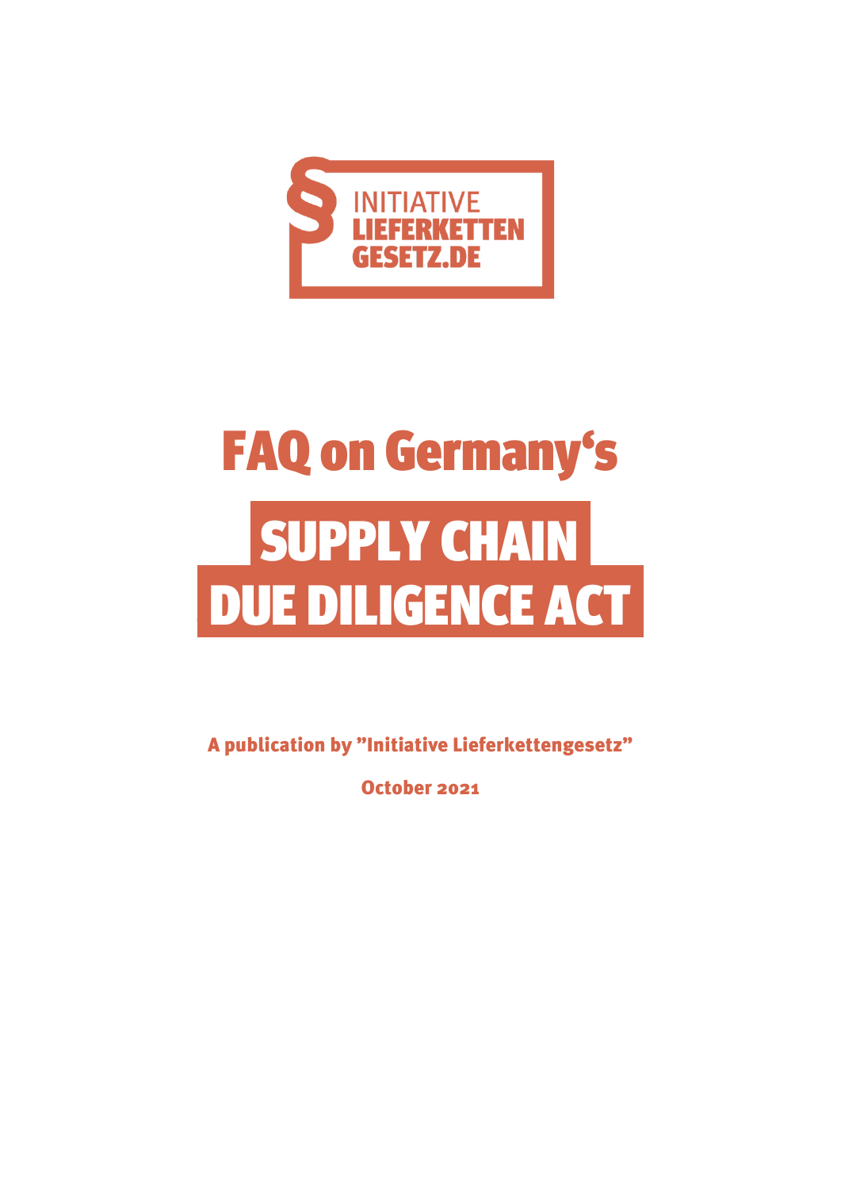INITIATIVE LIEFERKETTEN GESETZ.DE

# FAQ on Germany‘s SUPPLY CHAIN DUE DILIGENCE ACT

**A publication by "Initiative Lieferkettengesetz"**

**October 2021**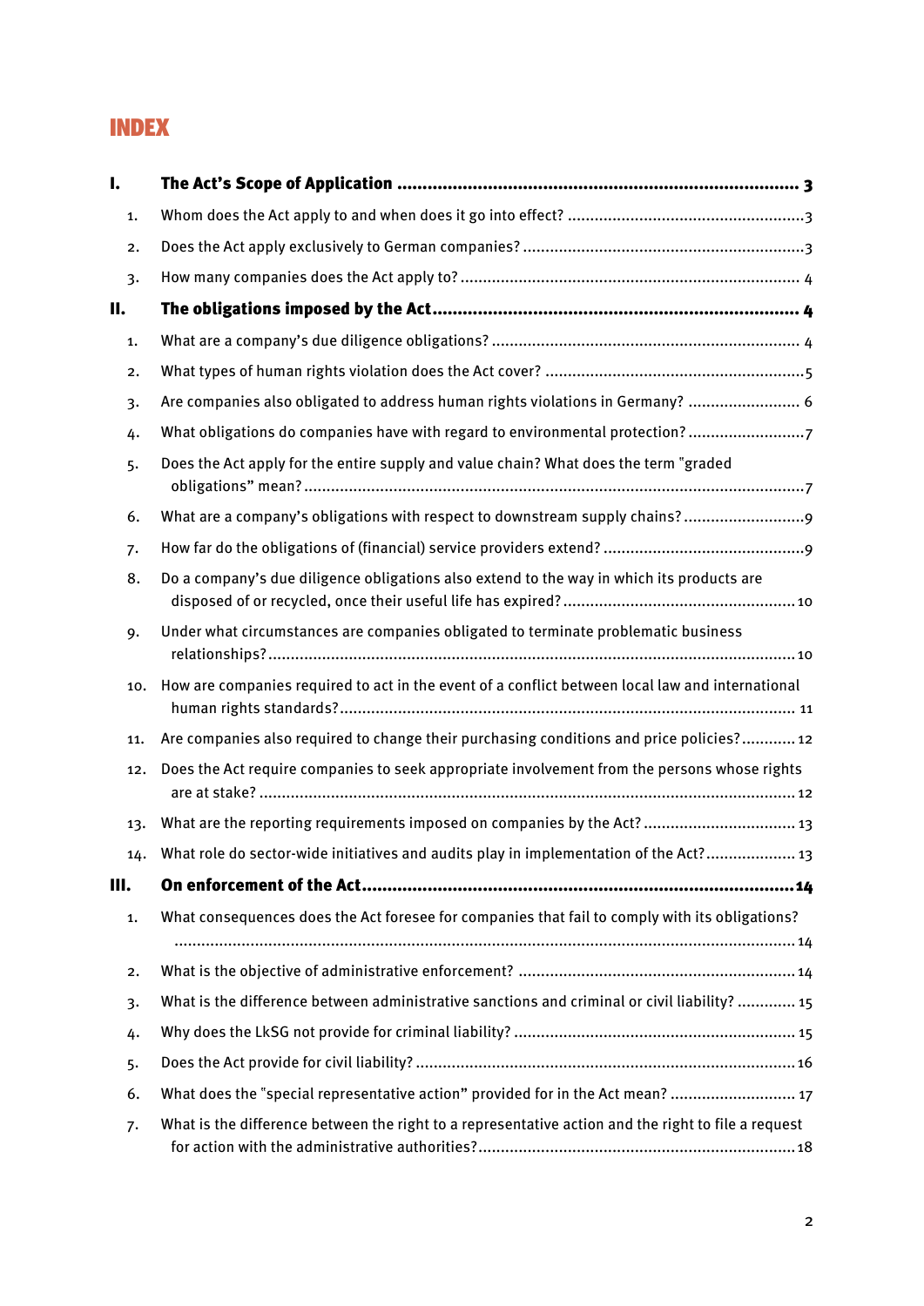# INDEX

**I. The Act's Scope of Application ........ 3**

1. Whom does the Act apply to and when does it go into effect? ........ 3
2. Does the Act apply exclusively to German companies? ........ 3
3. How many companies does the Act apply to? ........ 4

**II. The obligations imposed by the Act ........ 4**

1. What are a company's due diligence obligations? ........ 4
2. What types of human rights violation does the Act cover? ........ 5
3. Are companies also obligated to address human rights violations in Germany? ........ 6
4. What obligations do companies have with regard to environmental protection? ........ 7
5. Does the Act apply for the entire supply and value chain? What does the term "graded obligations" mean? ........ 7
6. What are a company's obligations with respect to downstream supply chains? ........ 9
7. How far do the obligations of (financial) service providers extend? ........ 9
8. Do a company's due diligence obligations also extend to the way in which its products are disposed of or recycled, once their useful life has expired? ........ 10
9. Under what circumstances are companies obligated to terminate problematic business relationships? ........ 10
10. How are companies required to act in the event of a conflict between local law and international human rights standards? ........ 11
11. Are companies also required to change their purchasing conditions and price policies? ........ 12
12. Does the Act require companies to seek appropriate involvement from the persons whose rights are at stake? ........ 12
13. What are the reporting requirements imposed on companies by the Act? ........ 13
14. What role do sector-wide initiatives and audits play in implementation of the Act? ........ 13

**III. On enforcement of the Act ........ 14**

1. What consequences does the Act foresee for companies that fail to comply with its obligations? ........ 14
2. What is the objective of administrative enforcement? ........ 14
3. What is the difference between administrative sanctions and criminal or civil liability? ........ 15
4. Why does the LkSG not provide for criminal liability? ........ 15
5. Does the Act provide for civil liability? ........ 16
6. What does the "special representative action" provided for in the Act mean? ........ 17
7. What is the difference between the right to a representative action and the right to file a request for action with the administrative authorities? ........ 18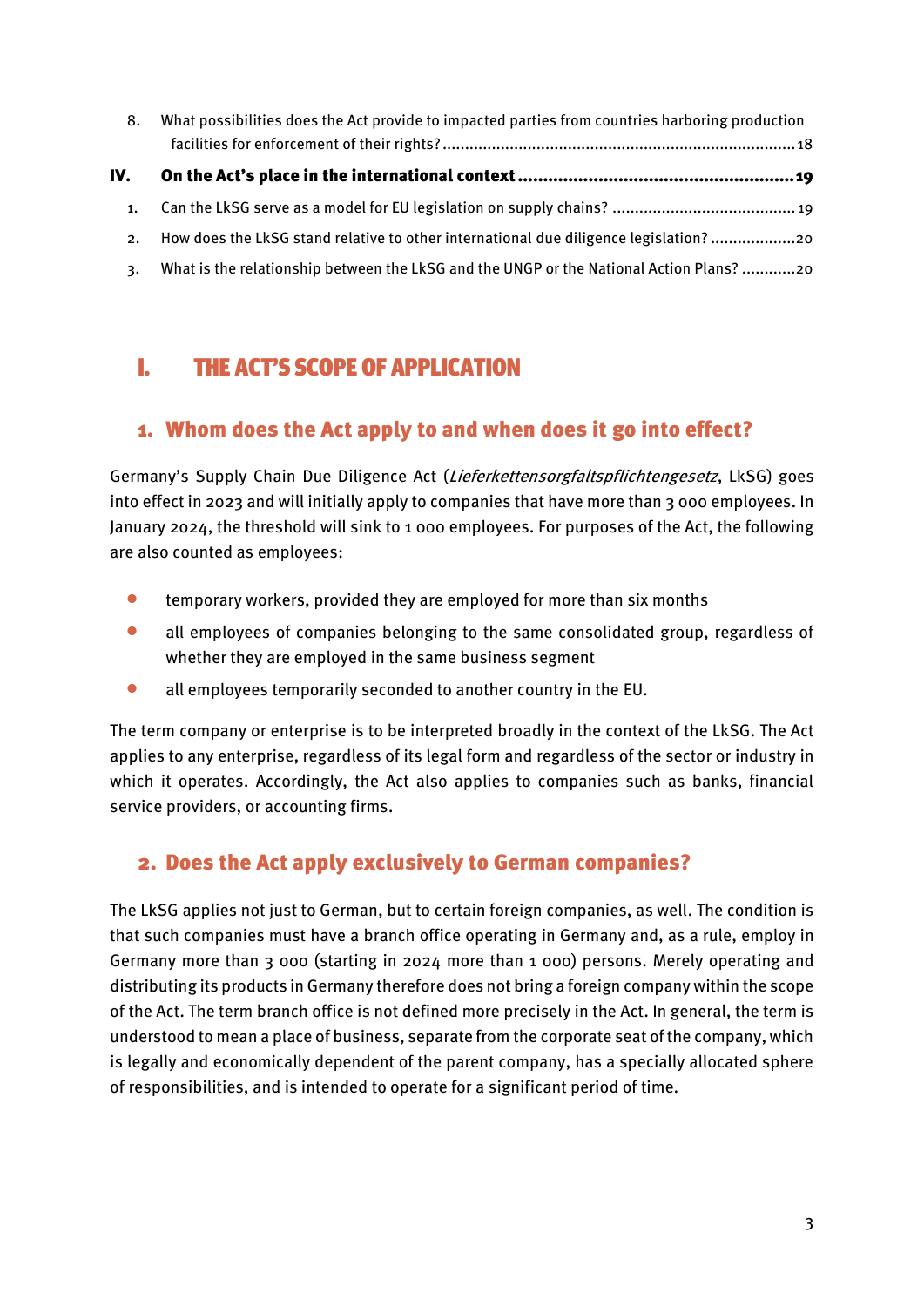8. What possibilities does the Act provide to impacted parties from countries harboring production facilities for enforcement of their rights? ........ 18

**IV. On the Act's place in the international context ........ 19**

1. Can the LkSG serve as a model for EU legislation on supply chains? ........ 19
2. How does the LkSG stand relative to other international due diligence legislation? ........ 20
3. What is the relationship between the LkSG and the UNGP or the National Action Plans? ........ 20

# I. THE ACT'S SCOPE OF APPLICATION

## 1. Whom does the Act apply to and when does it go into effect?

Germany's Supply Chain Due Diligence Act (*Lieferkettensorgfaltspflichtengesetz*, LkSG) goes into effect in 2023 and will initially apply to companies that have more than 3 000 employees. In January 2024, the threshold will sink to 1 000 employees. For purposes of the Act, the following are also counted as employees:

- temporary workers, provided they are employed for more than six months
- all employees of companies belonging to the same consolidated group, regardless of whether they are employed in the same business segment
- all employees temporarily seconded to another country in the EU.

The term company or enterprise is to be interpreted broadly in the context of the LkSG. The Act applies to any enterprise, regardless of its legal form and regardless of the sector or industry in which it operates. Accordingly, the Act also applies to companies such as banks, financial service providers, or accounting firms.

## 2. Does the Act apply exclusively to German companies?

The LkSG applies not just to German, but to certain foreign companies, as well. The condition is that such companies must have a branch office operating in Germany and, as a rule, employ in Germany more than 3 000 (starting in 2024 more than 1 000) persons. Merely operating and distributing its products in Germany therefore does not bring a foreign company within the scope of the Act. The term branch office is not defined more precisely in the Act. In general, the term is understood to mean a place of business, separate from the corporate seat of the company, which is legally and economically dependent of the parent company, has a specially allocated sphere of responsibilities, and is intended to operate for a significant period of time.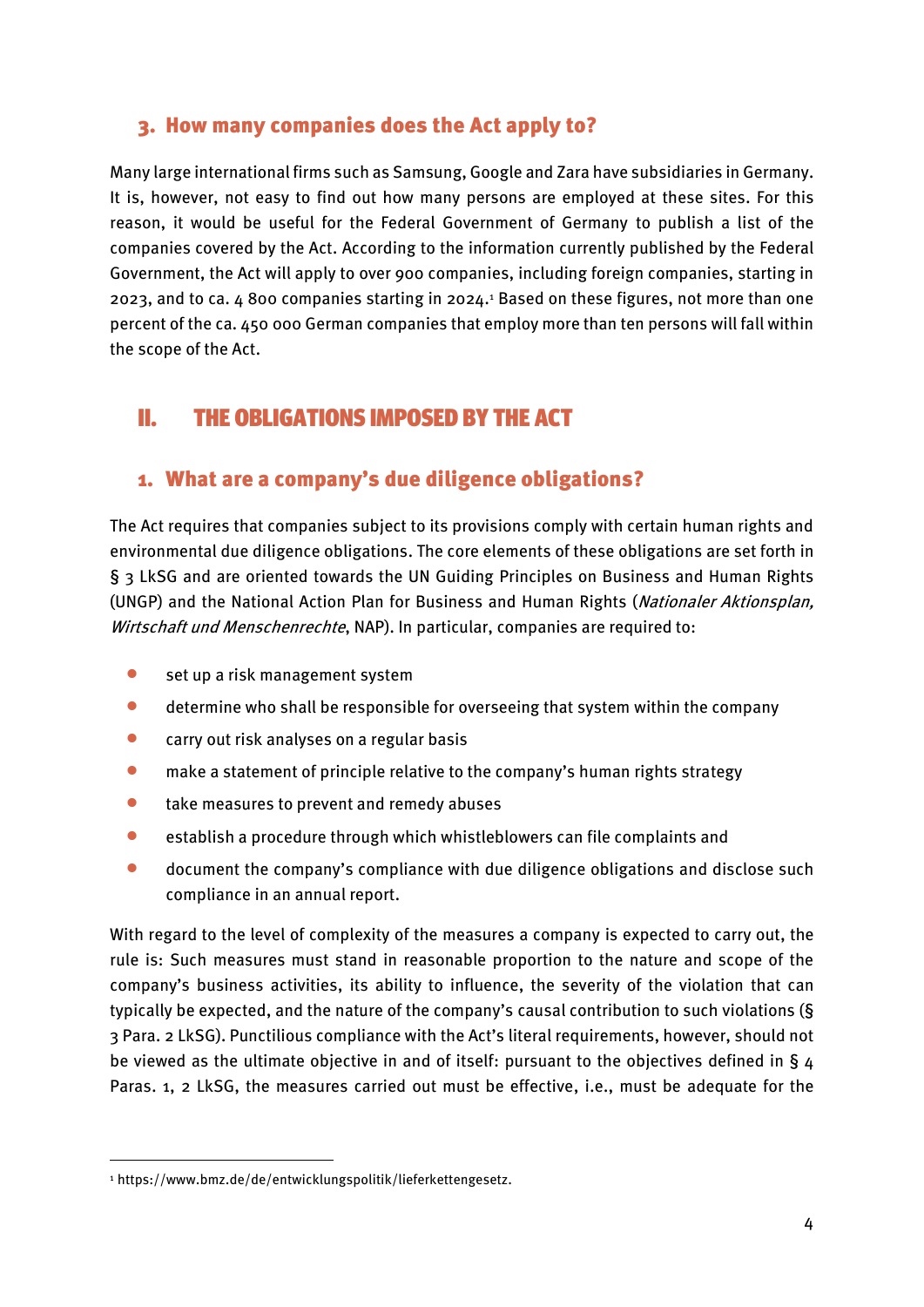### 3. How many companies does the Act apply to?

Many large international firms such as Samsung, Google and Zara have subsidiaries in Germany. It is, however, not easy to find out how many persons are employed at these sites. For this reason, it would be useful for the Federal Government of Germany to publish a list of the companies covered by the Act. According to the information currently published by the Federal Government, the Act will apply to over 900 companies, including foreign companies, starting in 2023, and to ca. 4 800 companies starting in 2024.[1] Based on these figures, not more than one percent of the ca. 450 000 German companies that employ more than ten persons will fall within the scope of the Act.

## II. THE OBLIGATIONS IMPOSED BY THE ACT

### 1. What are a company's due diligence obligations?

The Act requires that companies subject to its provisions comply with certain human rights and environmental due diligence obligations. The core elements of these obligations are set forth in § 3 LkSG and are oriented towards the UN Guiding Principles on Business and Human Rights (UNGP) and the National Action Plan for Business and Human Rights (*Nationaler Aktionsplan, Wirtschaft und Menschenrechte*, NAP). In particular, companies are required to:

- set up a risk management system
- determine who shall be responsible for overseeing that system within the company
- carry out risk analyses on a regular basis
- make a statement of principle relative to the company's human rights strategy
- take measures to prevent and remedy abuses
- establish a procedure through which whistleblowers can file complaints and
- document the company's compliance with due diligence obligations and disclose such compliance in an annual report.

With regard to the level of complexity of the measures a company is expected to carry out, the rule is: Such measures must stand in reasonable proportion to the nature and scope of the company's business activities, its ability to influence, the severity of the violation that can typically be expected, and the nature of the company's causal contribution to such violations (§ 3 Para. 2 LkSG). Punctilious compliance with the Act's literal requirements, however, should not be viewed as the ultimate objective in and of itself: pursuant to the objectives defined in § 4 Paras. 1, 2 LkSG, the measures carried out must be effective, i.e., must be adequate for the

---

[1] https://www.bmz.de/de/entwicklungspolitik/lieferkettengesetz.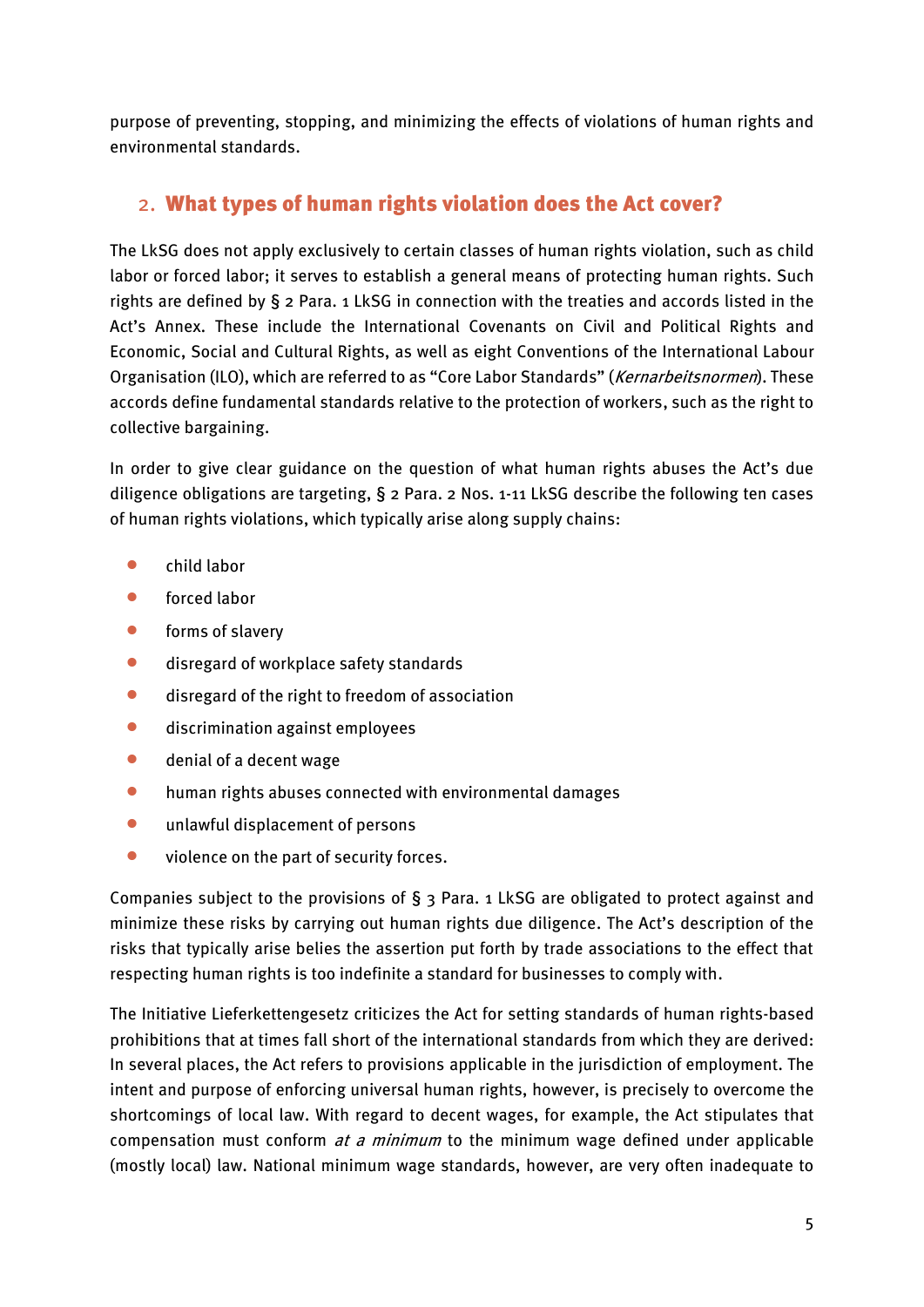purpose of preventing, stopping, and minimizing the effects of violations of human rights and environmental standards.

## 2. What types of human rights violation does the Act cover?

The LkSG does not apply exclusively to certain classes of human rights violation, such as child labor or forced labor; it serves to establish a general means of protecting human rights. Such rights are defined by § 2 Para. 1 LkSG in connection with the treaties and accords listed in the Act's Annex. These include the International Covenants on Civil and Political Rights and Economic, Social and Cultural Rights, as well as eight Conventions of the International Labour Organisation (ILO), which are referred to as "Core Labor Standards" (*Kernarbeitsnormen*). These accords define fundamental standards relative to the protection of workers, such as the right to collective bargaining.

In order to give clear guidance on the question of what human rights abuses the Act's due diligence obligations are targeting, § 2 Para. 2 Nos. 1-11 LkSG describe the following ten cases of human rights violations, which typically arise along supply chains:

- child labor
- forced labor
- forms of slavery
- disregard of workplace safety standards
- disregard of the right to freedom of association
- discrimination against employees
- denial of a decent wage
- human rights abuses connected with environmental damages
- unlawful displacement of persons
- violence on the part of security forces.

Companies subject to the provisions of § 3 Para. 1 LkSG are obligated to protect against and minimize these risks by carrying out human rights due diligence. The Act's description of the risks that typically arise belies the assertion put forth by trade associations to the effect that respecting human rights is too indefinite a standard for businesses to comply with.

The Initiative Lieferkettengesetz criticizes the Act for setting standards of human rights-based prohibitions that at times fall short of the international standards from which they are derived: In several places, the Act refers to provisions applicable in the jurisdiction of employment. The intent and purpose of enforcing universal human rights, however, is precisely to overcome the shortcomings of local law. With regard to decent wages, for example, the Act stipulates that compensation must conform *at a minimum* to the minimum wage defined under applicable (mostly local) law. National minimum wage standards, however, are very often inadequate to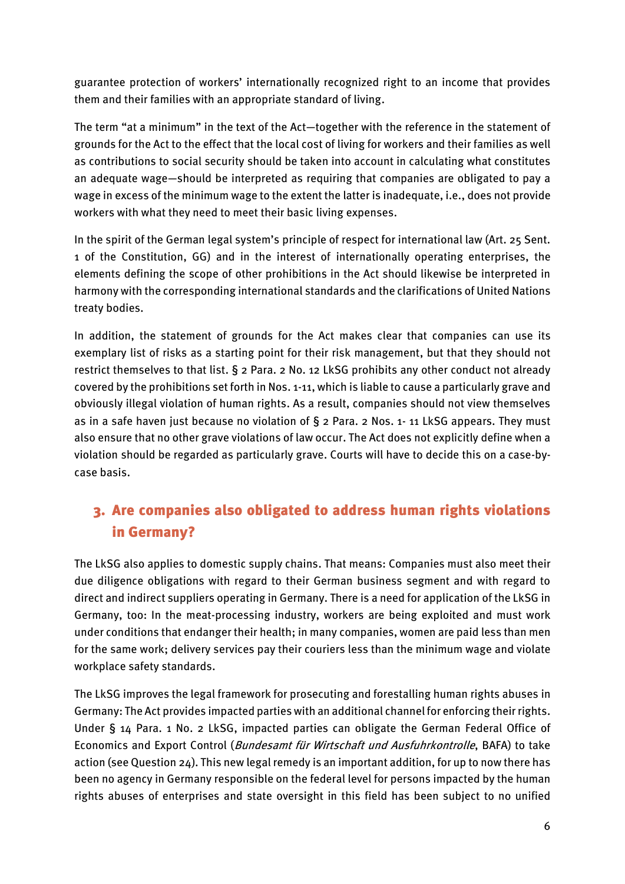guarantee protection of workers' internationally recognized right to an income that provides them and their families with an appropriate standard of living.

The term "at a minimum" in the text of the Act—together with the reference in the statement of grounds for the Act to the effect that the local cost of living for workers and their families as well as contributions to social security should be taken into account in calculating what constitutes an adequate wage—should be interpreted as requiring that companies are obligated to pay a wage in excess of the minimum wage to the extent the latter is inadequate, i.e., does not provide workers with what they need to meet their basic living expenses.

In the spirit of the German legal system's principle of respect for international law (Art. 25 Sent. 1 of the Constitution, GG) and in the interest of internationally operating enterprises, the elements defining the scope of other prohibitions in the Act should likewise be interpreted in harmony with the corresponding international standards and the clarifications of United Nations treaty bodies.

In addition, the statement of grounds for the Act makes clear that companies can use its exemplary list of risks as a starting point for their risk management, but that they should not restrict themselves to that list. § 2 Para. 2 No. 12 LkSG prohibits any other conduct not already covered by the prohibitions set forth in Nos. 1-11, which is liable to cause a particularly grave and obviously illegal violation of human rights. As a result, companies should not view themselves as in a safe haven just because no violation of § 2 Para. 2 Nos. 1- 11 LkSG appears. They must also ensure that no other grave violations of law occur. The Act does not explicitly define when a violation should be regarded as particularly grave. Courts will have to decide this on a case-by-case basis.

## 3. Are companies also obligated to address human rights violations in Germany?

The LkSG also applies to domestic supply chains. That means: Companies must also meet their due diligence obligations with regard to their German business segment and with regard to direct and indirect suppliers operating in Germany. There is a need for application of the LkSG in Germany, too: In the meat-processing industry, workers are being exploited and must work under conditions that endanger their health; in many companies, women are paid less than men for the same work; delivery services pay their couriers less than the minimum wage and violate workplace safety standards.

The LkSG improves the legal framework for prosecuting and forestalling human rights abuses in Germany: The Act provides impacted parties with an additional channel for enforcing their rights. Under § 14 Para. 1 No. 2 LkSG, impacted parties can obligate the German Federal Office of Economics and Export Control (*Bundesamt für Wirtschaft und Ausfuhrkontrolle*, BAFA) to take action (see Question 24). This new legal remedy is an important addition, for up to now there has been no agency in Germany responsible on the federal level for persons impacted by the human rights abuses of enterprises and state oversight in this field has been subject to no unified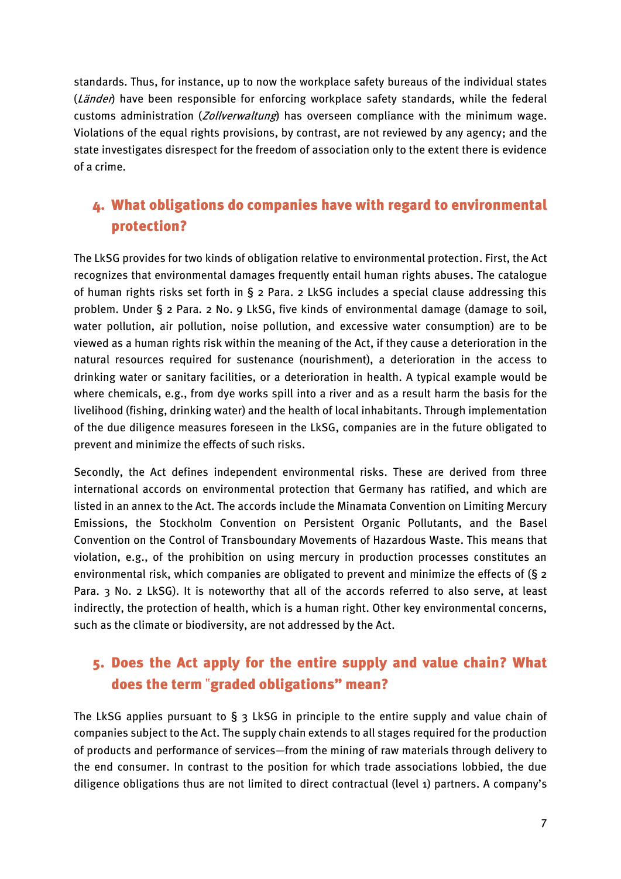standards. Thus, for instance, up to now the workplace safety bureaus of the individual states (*Länder*) have been responsible for enforcing workplace safety standards, while the federal customs administration (*Zollverwaltung*) has overseen compliance with the minimum wage. Violations of the equal rights provisions, by contrast, are not reviewed by any agency; and the state investigates disrespect for the freedom of association only to the extent there is evidence of a crime.

## 4. What obligations do companies have with regard to environmental protection?

The LkSG provides for two kinds of obligation relative to environmental protection. First, the Act recognizes that environmental damages frequently entail human rights abuses. The catalogue of human rights risks set forth in § 2 Para. 2 LkSG includes a special clause addressing this problem. Under § 2 Para. 2 No. 9 LkSG, five kinds of environmental damage (damage to soil, water pollution, air pollution, noise pollution, and excessive water consumption) are to be viewed as a human rights risk within the meaning of the Act, if they cause a deterioration in the natural resources required for sustenance (nourishment), a deterioration in the access to drinking water or sanitary facilities, or a deterioration in health. A typical example would be where chemicals, e.g., from dye works spill into a river and as a result harm the basis for the livelihood (fishing, drinking water) and the health of local inhabitants. Through implementation of the due diligence measures foreseen in the LkSG, companies are in the future obligated to prevent and minimize the effects of such risks.

Secondly, the Act defines independent environmental risks. These are derived from three international accords on environmental protection that Germany has ratified, and which are listed in an annex to the Act. The accords include the Minamata Convention on Limiting Mercury Emissions, the Stockholm Convention on Persistent Organic Pollutants, and the Basel Convention on the Control of Transboundary Movements of Hazardous Waste. This means that violation, e.g., of the prohibition on using mercury in production processes constitutes an environmental risk, which companies are obligated to prevent and minimize the effects of (§ 2 Para. 3 No. 2 LkSG). It is noteworthy that all of the accords referred to also serve, at least indirectly, the protection of health, which is a human right. Other key environmental concerns, such as the climate or biodiversity, are not addressed by the Act.

## 5. Does the Act apply for the entire supply and value chain? What does the term "graded obligations" mean?

The LkSG applies pursuant to § 3 LkSG in principle to the entire supply and value chain of companies subject to the Act. The supply chain extends to all stages required for the production of products and performance of services—from the mining of raw materials through delivery to the end consumer. In contrast to the position for which trade associations lobbied, the due diligence obligations thus are not limited to direct contractual (level 1) partners. A company's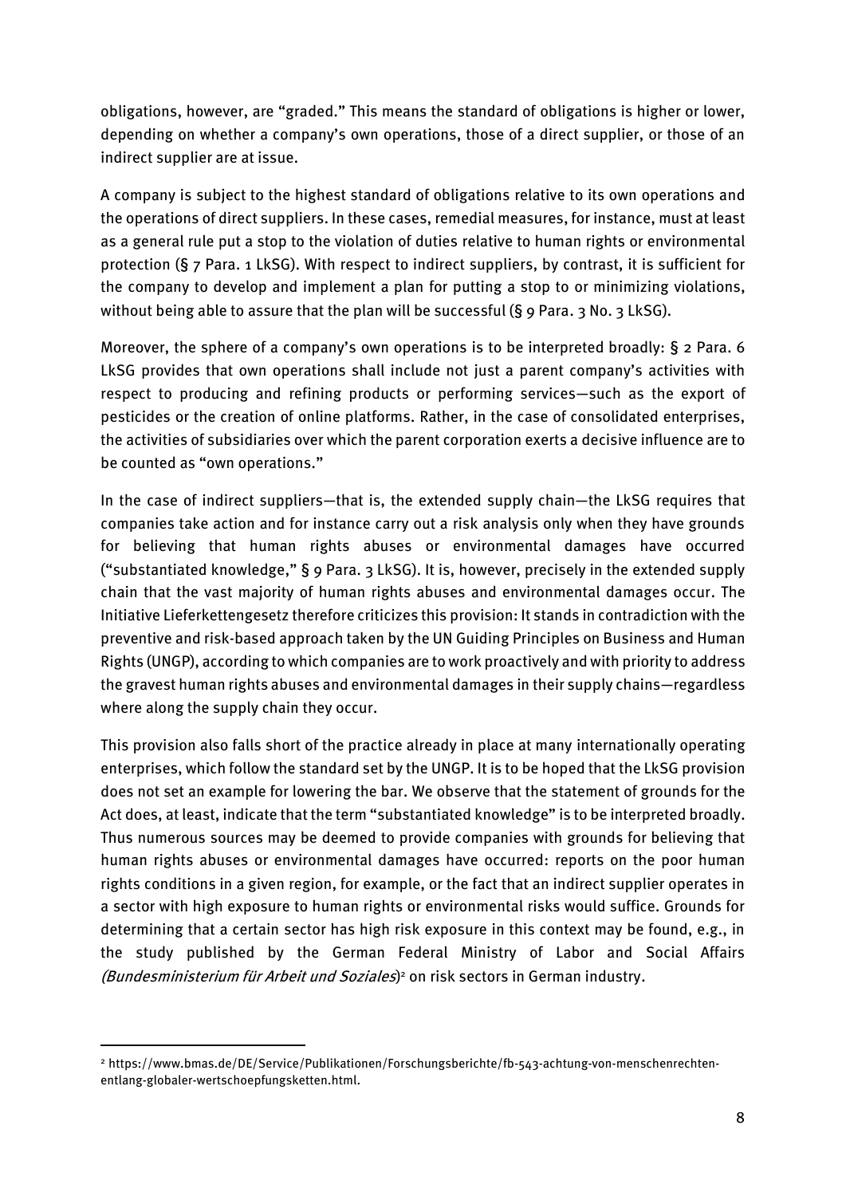obligations, however, are "graded." This means the standard of obligations is higher or lower, depending on whether a company's own operations, those of a direct supplier, or those of an indirect supplier are at issue.

A company is subject to the highest standard of obligations relative to its own operations and the operations of direct suppliers. In these cases, remedial measures, for instance, must at least as a general rule put a stop to the violation of duties relative to human rights or environmental protection (§ 7 Para. 1 LkSG). With respect to indirect suppliers, by contrast, it is sufficient for the company to develop and implement a plan for putting a stop to or minimizing violations, without being able to assure that the plan will be successful (§ 9 Para. 3 No. 3 LkSG).

Moreover, the sphere of a company's own operations is to be interpreted broadly: § 2 Para. 6 LkSG provides that own operations shall include not just a parent company's activities with respect to producing and refining products or performing services—such as the export of pesticides or the creation of online platforms. Rather, in the case of consolidated enterprises, the activities of subsidiaries over which the parent corporation exerts a decisive influence are to be counted as "own operations."

In the case of indirect suppliers—that is, the extended supply chain—the LkSG requires that companies take action and for instance carry out a risk analysis only when they have grounds for believing that human rights abuses or environmental damages have occurred ("substantiated knowledge," § 9 Para. 3 LkSG). It is, however, precisely in the extended supply chain that the vast majority of human rights abuses and environmental damages occur. The Initiative Lieferkettengesetz therefore criticizes this provision: It stands in contradiction with the preventive and risk-based approach taken by the UN Guiding Principles on Business and Human Rights (UNGP), according to which companies are to work proactively and with priority to address the gravest human rights abuses and environmental damages in their supply chains—regardless where along the supply chain they occur.

This provision also falls short of the practice already in place at many internationally operating enterprises, which follow the standard set by the UNGP. It is to be hoped that the LkSG provision does not set an example for lowering the bar. We observe that the statement of grounds for the Act does, at least, indicate that the term "substantiated knowledge" is to be interpreted broadly. Thus numerous sources may be deemed to provide companies with grounds for believing that human rights abuses or environmental damages have occurred: reports on the poor human rights conditions in a given region, for example, or the fact that an indirect supplier operates in a sector with high exposure to human rights or environmental risks would suffice. Grounds for determining that a certain sector has high risk exposure in this context may be found, e.g., in the study published by the German Federal Ministry of Labor and Social Affairs *(Bundesministerium für Arbeit und Soziales)*[2] on risk sectors in German industry.

---

[2] https://www.bmas.de/DE/Service/Publikationen/Forschungsberichte/fb-543-achtung-von-menschenrechten-entlang-globaler-wertschoepfungsketten.html.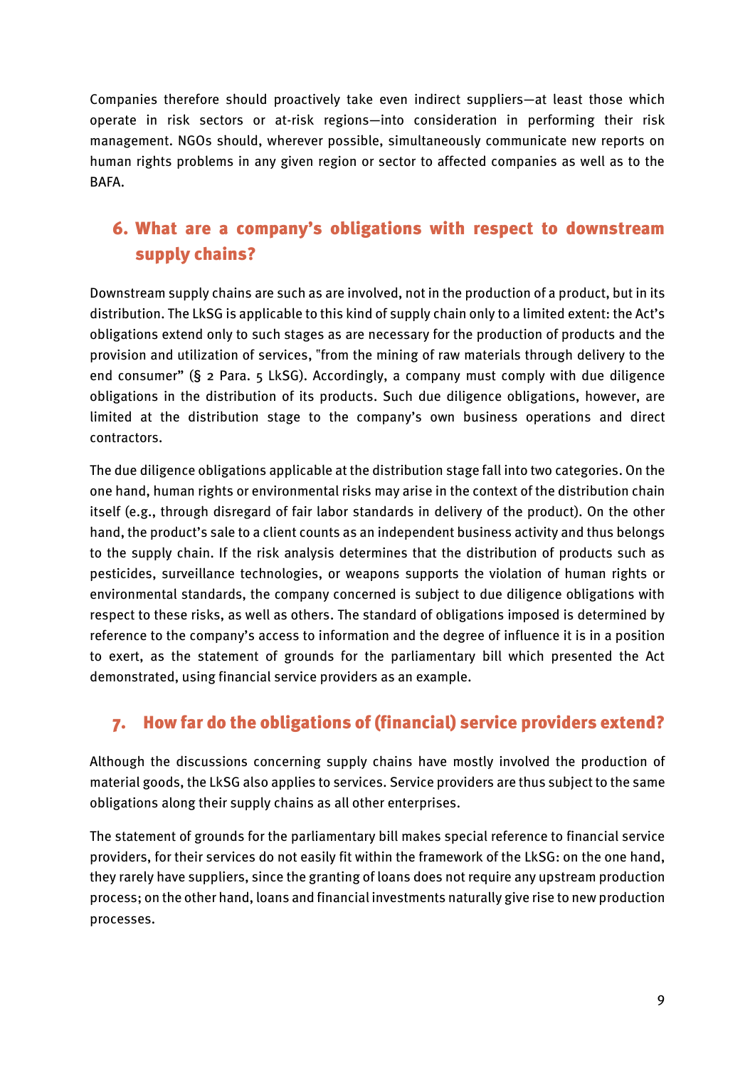Companies therefore should proactively take even indirect suppliers—at least those which operate in risk sectors or at-risk regions—into consideration in performing their risk management. NGOs should, wherever possible, simultaneously communicate new reports on human rights problems in any given region or sector to affected companies as well as to the BAFA.

## 6. What are a company's obligations with respect to downstream supply chains?

Downstream supply chains are such as are involved, not in the production of a product, but in its distribution. The LkSG is applicable to this kind of supply chain only to a limited extent: the Act's obligations extend only to such stages as are necessary for the production of products and the provision and utilization of services, "from the mining of raw materials through delivery to the end consumer" (§ 2 Para. 5 LkSG). Accordingly, a company must comply with due diligence obligations in the distribution of its products. Such due diligence obligations, however, are limited at the distribution stage to the company's own business operations and direct contractors.

The due diligence obligations applicable at the distribution stage fall into two categories. On the one hand, human rights or environmental risks may arise in the context of the distribution chain itself (e.g., through disregard of fair labor standards in delivery of the product). On the other hand, the product's sale to a client counts as an independent business activity and thus belongs to the supply chain. If the risk analysis determines that the distribution of products such as pesticides, surveillance technologies, or weapons supports the violation of human rights or environmental standards, the company concerned is subject to due diligence obligations with respect to these risks, as well as others. The standard of obligations imposed is determined by reference to the company's access to information and the degree of influence it is in a position to exert, as the statement of grounds for the parliamentary bill which presented the Act demonstrated, using financial service providers as an example.

## 7. How far do the obligations of (financial) service providers extend?

Although the discussions concerning supply chains have mostly involved the production of material goods, the LkSG also applies to services. Service providers are thus subject to the same obligations along their supply chains as all other enterprises.

The statement of grounds for the parliamentary bill makes special reference to financial service providers, for their services do not easily fit within the framework of the LkSG: on the one hand, they rarely have suppliers, since the granting of loans does not require any upstream production process; on the other hand, loans and financial investments naturally give rise to new production processes.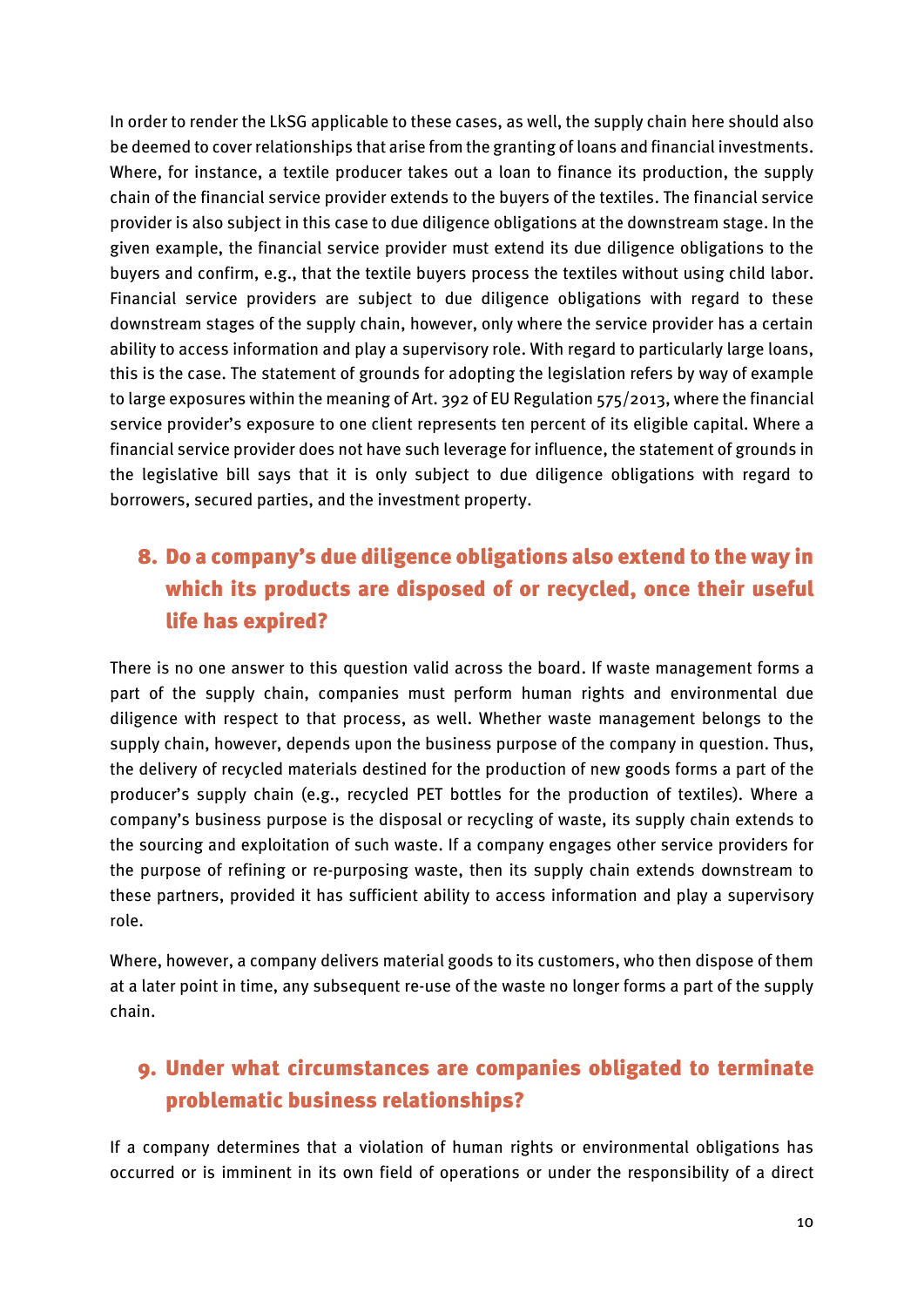In order to render the LkSG applicable to these cases, as well, the supply chain here should also be deemed to cover relationships that arise from the granting of loans and financial investments. Where, for instance, a textile producer takes out a loan to finance its production, the supply chain of the financial service provider extends to the buyers of the textiles. The financial service provider is also subject in this case to due diligence obligations at the downstream stage. In the given example, the financial service provider must extend its due diligence obligations to the buyers and confirm, e.g., that the textile buyers process the textiles without using child labor. Financial service providers are subject to due diligence obligations with regard to these downstream stages of the supply chain, however, only where the service provider has a certain ability to access information and play a supervisory role. With regard to particularly large loans, this is the case. The statement of grounds for adopting the legislation refers by way of example to large exposures within the meaning of Art. 392 of EU Regulation 575/2013, where the financial service provider's exposure to one client represents ten percent of its eligible capital. Where a financial service provider does not have such leverage for influence, the statement of grounds in the legislative bill says that it is only subject to due diligence obligations with regard to borrowers, secured parties, and the investment property.

## 8. Do a company's due diligence obligations also extend to the way in which its products are disposed of or recycled, once their useful life has expired?

There is no one answer to this question valid across the board. If waste management forms a part of the supply chain, companies must perform human rights and environmental due diligence with respect to that process, as well. Whether waste management belongs to the supply chain, however, depends upon the business purpose of the company in question. Thus, the delivery of recycled materials destined for the production of new goods forms a part of the producer's supply chain (e.g., recycled PET bottles for the production of textiles). Where a company's business purpose is the disposal or recycling of waste, its supply chain extends to the sourcing and exploitation of such waste. If a company engages other service providers for the purpose of refining or re-purposing waste, then its supply chain extends downstream to these partners, provided it has sufficient ability to access information and play a supervisory role.

Where, however, a company delivers material goods to its customers, who then dispose of them at a later point in time, any subsequent re-use of the waste no longer forms a part of the supply chain.

## 9. Under what circumstances are companies obligated to terminate problematic business relationships?

If a company determines that a violation of human rights or environmental obligations has occurred or is imminent in its own field of operations or under the responsibility of a direct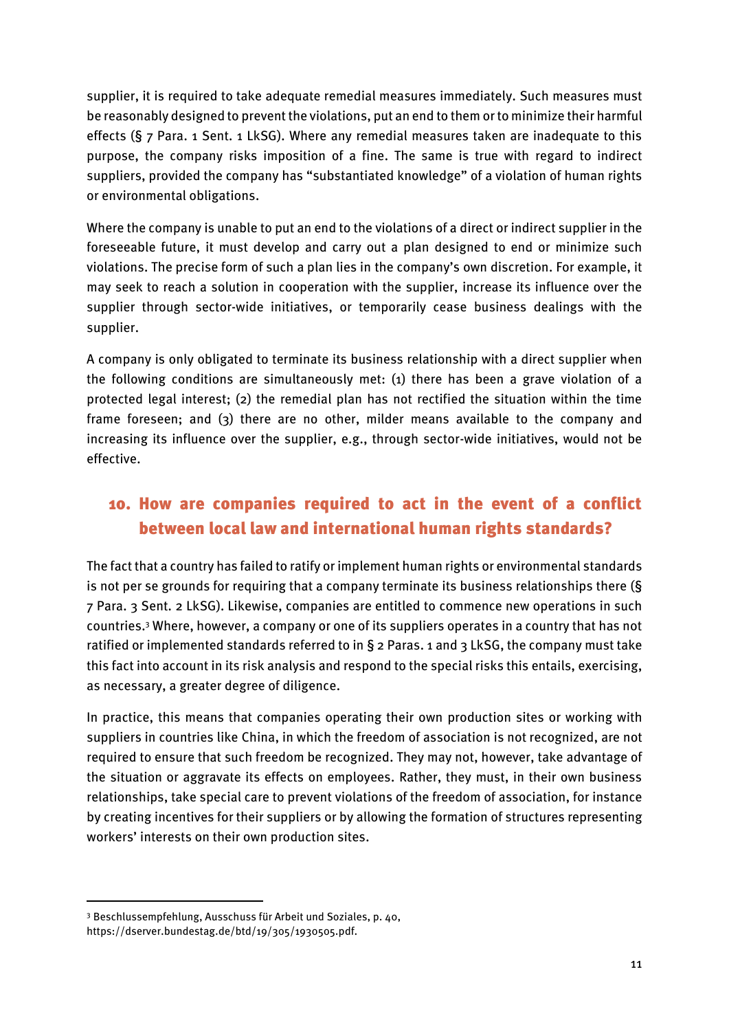supplier, it is required to take adequate remedial measures immediately. Such measures must be reasonably designed to prevent the violations, put an end to them or to minimize their harmful effects (§ 7 Para. 1 Sent. 1 LkSG). Where any remedial measures taken are inadequate to this purpose, the company risks imposition of a fine. The same is true with regard to indirect suppliers, provided the company has "substantiated knowledge" of a violation of human rights or environmental obligations.

Where the company is unable to put an end to the violations of a direct or indirect supplier in the foreseeable future, it must develop and carry out a plan designed to end or minimize such violations. The precise form of such a plan lies in the company's own discretion. For example, it may seek to reach a solution in cooperation with the supplier, increase its influence over the supplier through sector-wide initiatives, or temporarily cease business dealings with the supplier.

A company is only obligated to terminate its business relationship with a direct supplier when the following conditions are simultaneously met: (1) there has been a grave violation of a protected legal interest; (2) the remedial plan has not rectified the situation within the time frame foreseen; and (3) there are no other, milder means available to the company and increasing its influence over the supplier, e.g., through sector-wide initiatives, would not be effective.

## 10. How are companies required to act in the event of a conflict between local law and international human rights standards?

The fact that a country has failed to ratify or implement human rights or environmental standards is not per se grounds for requiring that a company terminate its business relationships there (§ 7 Para. 3 Sent. 2 LkSG). Likewise, companies are entitled to commence new operations in such countries.[3] Where, however, a company or one of its suppliers operates in a country that has not ratified or implemented standards referred to in § 2 Paras. 1 and 3 LkSG, the company must take this fact into account in its risk analysis and respond to the special risks this entails, exercising, as necessary, a greater degree of diligence.

In practice, this means that companies operating their own production sites or working with suppliers in countries like China, in which the freedom of association is not recognized, are not required to ensure that such freedom be recognized. They may not, however, take advantage of the situation or aggravate its effects on employees. Rather, they must, in their own business relationships, take special care to prevent violations of the freedom of association, for instance by creating incentives for their suppliers or by allowing the formation of structures representing workers' interests on their own production sites.

[3] Beschlussempfehlung, Ausschuss für Arbeit und Soziales, p. 40, https://dserver.bundestag.de/btd/19/305/1930505.pdf.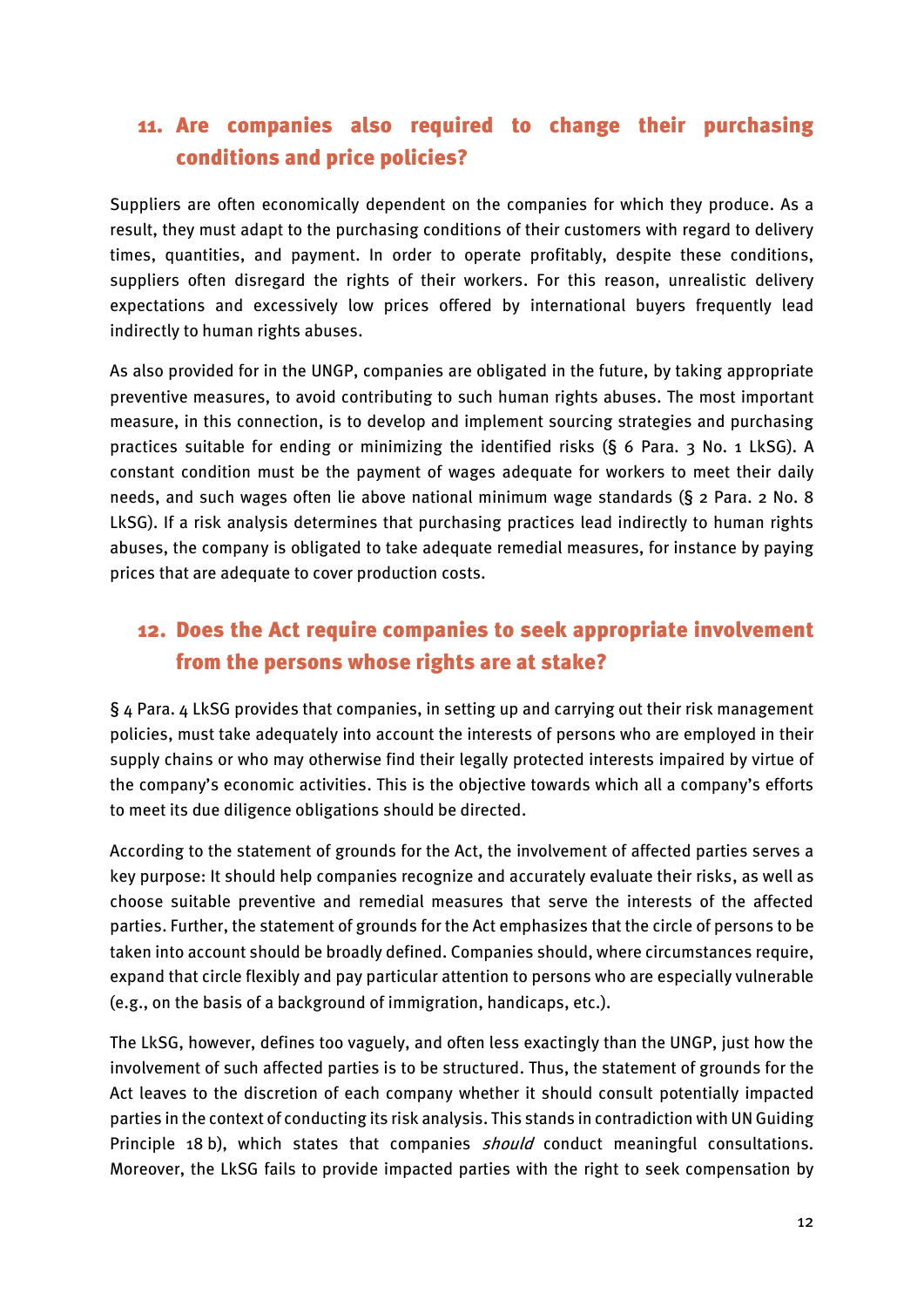## 11. Are companies also required to change their purchasing conditions and price policies?

Suppliers are often economically dependent on the companies for which they produce. As a result, they must adapt to the purchasing conditions of their customers with regard to delivery times, quantities, and payment. In order to operate profitably, despite these conditions, suppliers often disregard the rights of their workers. For this reason, unrealistic delivery expectations and excessively low prices offered by international buyers frequently lead indirectly to human rights abuses.

As also provided for in the UNGP, companies are obligated in the future, by taking appropriate preventive measures, to avoid contributing to such human rights abuses. The most important measure, in this connection, is to develop and implement sourcing strategies and purchasing practices suitable for ending or minimizing the identified risks (§ 6 Para. 3 No. 1 LkSG). A constant condition must be the payment of wages adequate for workers to meet their daily needs, and such wages often lie above national minimum wage standards (§ 2 Para. 2 No. 8 LkSG). If a risk analysis determines that purchasing practices lead indirectly to human rights abuses, the company is obligated to take adequate remedial measures, for instance by paying prices that are adequate to cover production costs.

## 12. Does the Act require companies to seek appropriate involvement from the persons whose rights are at stake?

§ 4 Para. 4 LkSG provides that companies, in setting up and carrying out their risk management policies, must take adequately into account the interests of persons who are employed in their supply chains or who may otherwise find their legally protected interests impaired by virtue of the company's economic activities. This is the objective towards which all a company's efforts to meet its due diligence obligations should be directed.

According to the statement of grounds for the Act, the involvement of affected parties serves a key purpose: It should help companies recognize and accurately evaluate their risks, as well as choose suitable preventive and remedial measures that serve the interests of the affected parties. Further, the statement of grounds for the Act emphasizes that the circle of persons to be taken into account should be broadly defined. Companies should, where circumstances require, expand that circle flexibly and pay particular attention to persons who are especially vulnerable (e.g., on the basis of a background of immigration, handicaps, etc.).

The LkSG, however, defines too vaguely, and often less exactingly than the UNGP, just how the involvement of such affected parties is to be structured. Thus, the statement of grounds for the Act leaves to the discretion of each company whether it should consult potentially impacted parties in the context of conducting its risk analysis. This stands in contradiction with UN Guiding Principle 18 b), which states that companies *should* conduct meaningful consultations. Moreover, the LkSG fails to provide impacted parties with the right to seek compensation by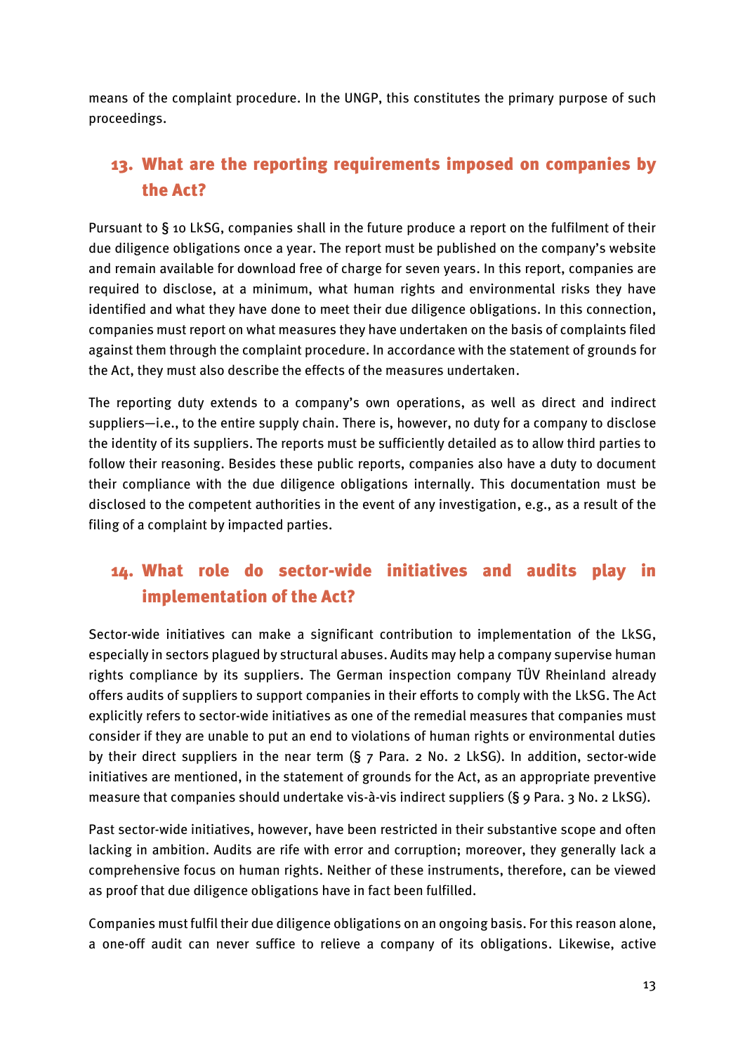means of the complaint procedure. In the UNGP, this constitutes the primary purpose of such proceedings.

## 13. What are the reporting requirements imposed on companies by the Act?

Pursuant to § 10 LkSG, companies shall in the future produce a report on the fulfilment of their due diligence obligations once a year. The report must be published on the company's website and remain available for download free of charge for seven years. In this report, companies are required to disclose, at a minimum, what human rights and environmental risks they have identified and what they have done to meet their due diligence obligations. In this connection, companies must report on what measures they have undertaken on the basis of complaints filed against them through the complaint procedure. In accordance with the statement of grounds for the Act, they must also describe the effects of the measures undertaken.

The reporting duty extends to a company's own operations, as well as direct and indirect suppliers—i.e., to the entire supply chain. There is, however, no duty for a company to disclose the identity of its suppliers. The reports must be sufficiently detailed as to allow third parties to follow their reasoning. Besides these public reports, companies also have a duty to document their compliance with the due diligence obligations internally. This documentation must be disclosed to the competent authorities in the event of any investigation, e.g., as a result of the filing of a complaint by impacted parties.

## 14. What role do sector-wide initiatives and audits play in implementation of the Act?

Sector-wide initiatives can make a significant contribution to implementation of the LkSG, especially in sectors plagued by structural abuses. Audits may help a company supervise human rights compliance by its suppliers. The German inspection company TÜV Rheinland already offers audits of suppliers to support companies in their efforts to comply with the LkSG. The Act explicitly refers to sector-wide initiatives as one of the remedial measures that companies must consider if they are unable to put an end to violations of human rights or environmental duties by their direct suppliers in the near term (§ 7 Para. 2 No. 2 LkSG). In addition, sector-wide initiatives are mentioned, in the statement of grounds for the Act, as an appropriate preventive measure that companies should undertake vis-à-vis indirect suppliers (§ 9 Para. 3 No. 2 LkSG).

Past sector-wide initiatives, however, have been restricted in their substantive scope and often lacking in ambition. Audits are rife with error and corruption; moreover, they generally lack a comprehensive focus on human rights. Neither of these instruments, therefore, can be viewed as proof that due diligence obligations have in fact been fulfilled.

Companies must fulfil their due diligence obligations on an ongoing basis. For this reason alone, a one-off audit can never suffice to relieve a company of its obligations. Likewise, active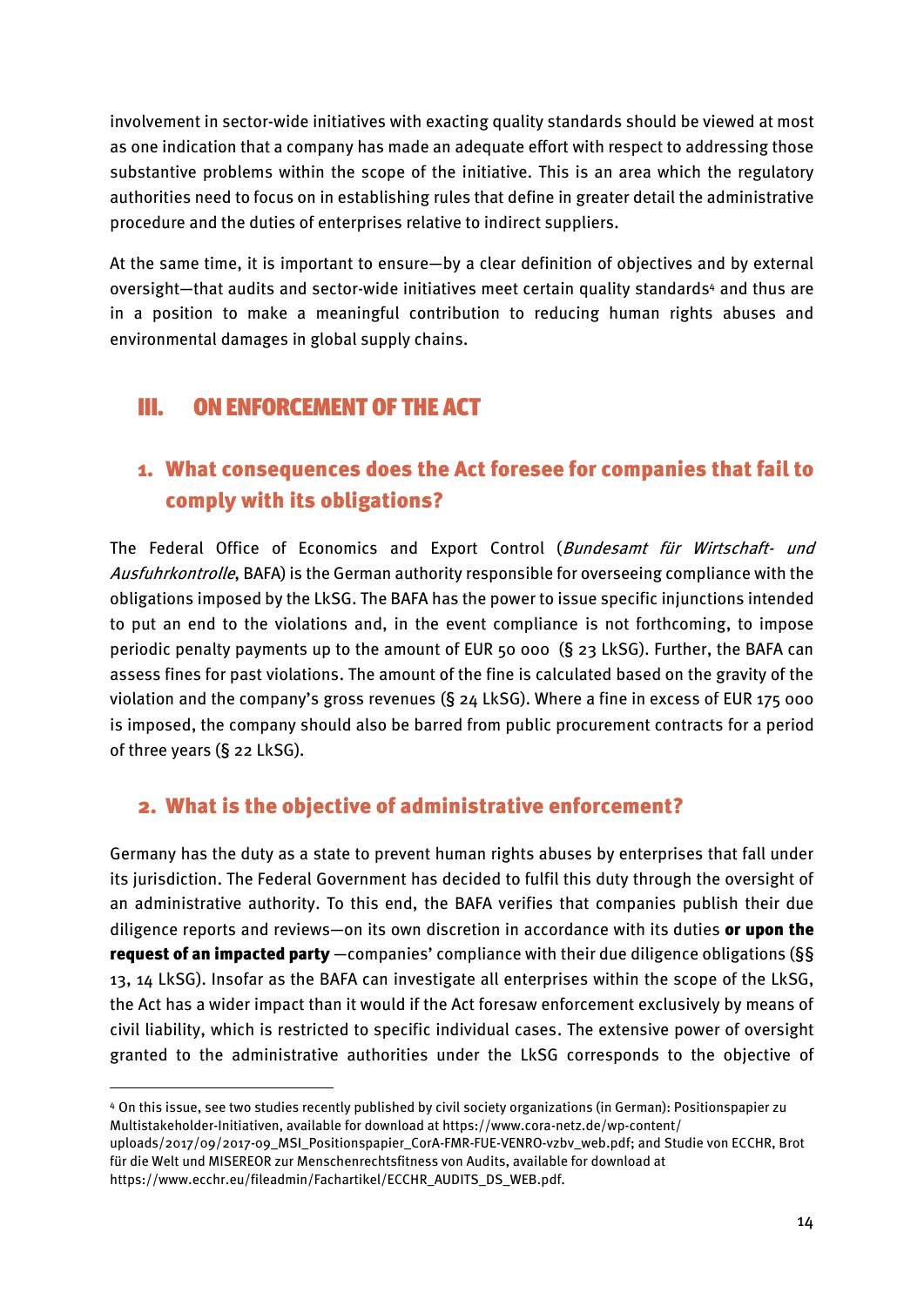involvement in sector-wide initiatives with exacting quality standards should be viewed at most as one indication that a company has made an adequate effort with respect to addressing those substantive problems within the scope of the initiative. This is an area which the regulatory authorities need to focus on in establishing rules that define in greater detail the administrative procedure and the duties of enterprises relative to indirect suppliers.

At the same time, it is important to ensure—by a clear definition of objectives and by external oversight—that audits and sector-wide initiatives meet certain quality standards[4] and thus are in a position to make a meaningful contribution to reducing human rights abuses and environmental damages in global supply chains.

# III. ON ENFORCEMENT OF THE ACT

## 1. What consequences does the Act foresee for companies that fail to comply with its obligations?

The Federal Office of Economics and Export Control (*Bundesamt für Wirtschaft- und Ausfuhrkontrolle*, BAFA) is the German authority responsible for overseeing compliance with the obligations imposed by the LkSG. The BAFA has the power to issue specific injunctions intended to put an end to the violations and, in the event compliance is not forthcoming, to impose periodic penalty payments up to the amount of EUR 50 000 (§ 23 LkSG). Further, the BAFA can assess fines for past violations. The amount of the fine is calculated based on the gravity of the violation and the company's gross revenues (§ 24 LkSG). Where a fine in excess of EUR 175 000 is imposed, the company should also be barred from public procurement contracts for a period of three years (§ 22 LkSG).

## 2. What is the objective of administrative enforcement?

Germany has the duty as a state to prevent human rights abuses by enterprises that fall under its jurisdiction. The Federal Government has decided to fulfil this duty through the oversight of an administrative authority. To this end, the BAFA verifies that companies publish their due diligence reports and reviews—on its own discretion in accordance with its duties **or upon the request of an impacted party** —companies' compliance with their due diligence obligations (§§ 13, 14 LkSG). Insofar as the BAFA can investigate all enterprises within the scope of the LkSG, the Act has a wider impact than it would if the Act foresaw enforcement exclusively by means of civil liability, which is restricted to specific individual cases. The extensive power of oversight granted to the administrative authorities under the LkSG corresponds to the objective of

---

[4] On this issue, see two studies recently published by civil society organizations (in German): Positionspapier zu Multistakeholder-Initiativen, available for download at https://www.cora-netz.de/wp-content/uploads/2017/09/2017-09_MSI_Positionspapier_CorA-FMR-FUE-VENRO-vzbv_web.pdf; and Studie von ECCHR, Brot für die Welt und MISEREOR zur Menschenrechtsfitness von Audits, available for download at https://www.ecchr.eu/fileadmin/Fachartikel/ECCHR_AUDITS_DS_WEB.pdf.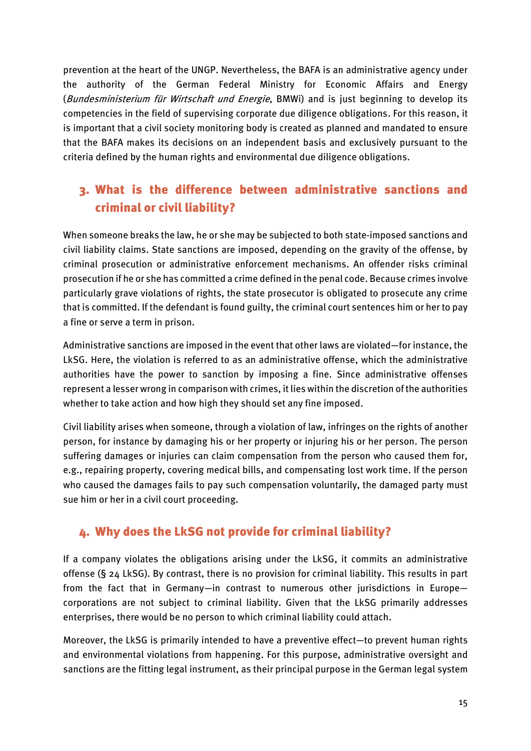prevention at the heart of the UNGP. Nevertheless, the BAFA is an administrative agency under the authority of the German Federal Ministry for Economic Affairs and Energy (*Bundesministerium für Wirtschaft und Energie*, BMWi) and is just beginning to develop its competencies in the field of supervising corporate due diligence obligations. For this reason, it is important that a civil society monitoring body is created as planned and mandated to ensure that the BAFA makes its decisions on an independent basis and exclusively pursuant to the criteria defined by the human rights and environmental due diligence obligations.

## 3. What is the difference between administrative sanctions and criminal or civil liability?

When someone breaks the law, he or she may be subjected to both state-imposed sanctions and civil liability claims. State sanctions are imposed, depending on the gravity of the offense, by criminal prosecution or administrative enforcement mechanisms. An offender risks criminal prosecution if he or she has committed a crime defined in the penal code. Because crimes involve particularly grave violations of rights, the state prosecutor is obligated to prosecute any crime that is committed. If the defendant is found guilty, the criminal court sentences him or her to pay a fine or serve a term in prison.

Administrative sanctions are imposed in the event that other laws are violated—for instance, the LkSG. Here, the violation is referred to as an administrative offense, which the administrative authorities have the power to sanction by imposing a fine. Since administrative offenses represent a lesser wrong in comparison with crimes, it lies within the discretion of the authorities whether to take action and how high they should set any fine imposed.

Civil liability arises when someone, through a violation of law, infringes on the rights of another person, for instance by damaging his or her property or injuring his or her person. The person suffering damages or injuries can claim compensation from the person who caused them for, e.g., repairing property, covering medical bills, and compensating lost work time. If the person who caused the damages fails to pay such compensation voluntarily, the damaged party must sue him or her in a civil court proceeding.

## 4. Why does the LkSG not provide for criminal liability?

If a company violates the obligations arising under the LkSG, it commits an administrative offense (§ 24 LkSG). By contrast, there is no provision for criminal liability. This results in part from the fact that in Germany—in contrast to numerous other jurisdictions in Europe—corporations are not subject to criminal liability. Given that the LkSG primarily addresses enterprises, there would be no person to which criminal liability could attach.

Moreover, the LkSG is primarily intended to have a preventive effect—to prevent human rights and environmental violations from happening. For this purpose, administrative oversight and sanctions are the fitting legal instrument, as their principal purpose in the German legal system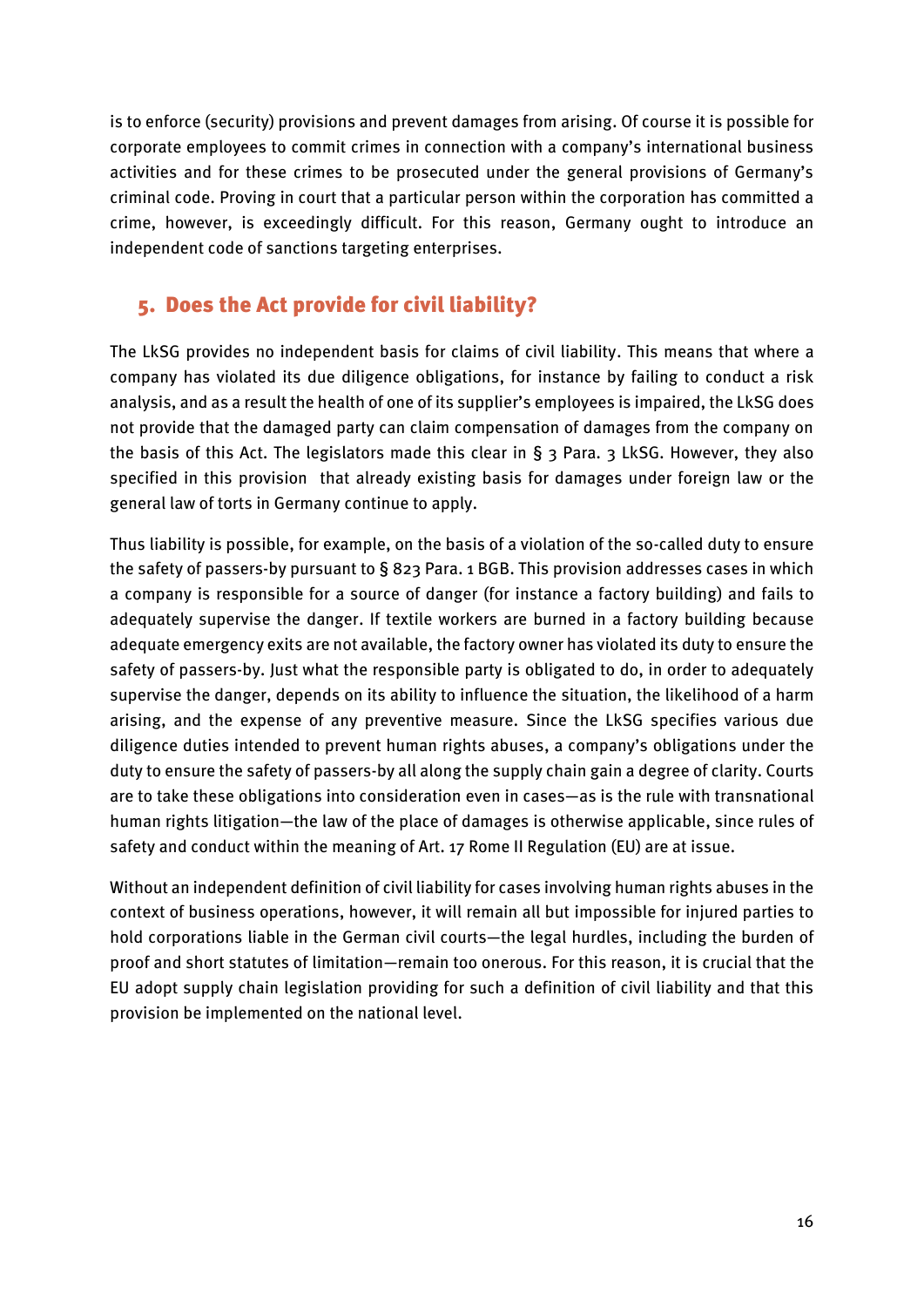is to enforce (security) provisions and prevent damages from arising. Of course it is possible for corporate employees to commit crimes in connection with a company's international business activities and for these crimes to be prosecuted under the general provisions of Germany's criminal code. Proving in court that a particular person within the corporation has committed a crime, however, is exceedingly difficult. For this reason, Germany ought to introduce an independent code of sanctions targeting enterprises.

## 5. Does the Act provide for civil liability?

The LkSG provides no independent basis for claims of civil liability. This means that where a company has violated its due diligence obligations, for instance by failing to conduct a risk analysis, and as a result the health of one of its supplier's employees is impaired, the LkSG does not provide that the damaged party can claim compensation of damages from the company on the basis of this Act. The legislators made this clear in § 3 Para. 3 LkSG. However, they also specified in this provision that already existing basis for damages under foreign law or the general law of torts in Germany continue to apply.

Thus liability is possible, for example, on the basis of a violation of the so-called duty to ensure the safety of passers-by pursuant to § 823 Para. 1 BGB. This provision addresses cases in which a company is responsible for a source of danger (for instance a factory building) and fails to adequately supervise the danger. If textile workers are burned in a factory building because adequate emergency exits are not available, the factory owner has violated its duty to ensure the safety of passers-by. Just what the responsible party is obligated to do, in order to adequately supervise the danger, depends on its ability to influence the situation, the likelihood of a harm arising, and the expense of any preventive measure. Since the LkSG specifies various due diligence duties intended to prevent human rights abuses, a company's obligations under the duty to ensure the safety of passers-by all along the supply chain gain a degree of clarity. Courts are to take these obligations into consideration even in cases—as is the rule with transnational human rights litigation—the law of the place of damages is otherwise applicable, since rules of safety and conduct within the meaning of Art. 17 Rome II Regulation (EU) are at issue.

Without an independent definition of civil liability for cases involving human rights abuses in the context of business operations, however, it will remain all but impossible for injured parties to hold corporations liable in the German civil courts—the legal hurdles, including the burden of proof and short statutes of limitation—remain too onerous. For this reason, it is crucial that the EU adopt supply chain legislation providing for such a definition of civil liability and that this provision be implemented on the national level.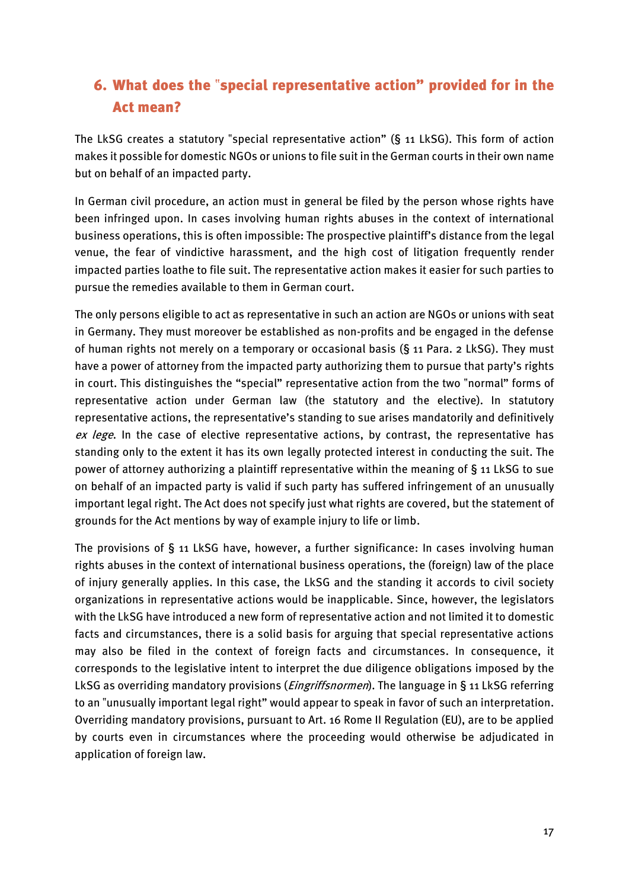## 6. What does the "special representative action" provided for in the Act mean?

The LkSG creates a statutory "special representative action" (§ 11 LkSG). This form of action makes it possible for domestic NGOs or unions to file suit in the German courts in their own name but on behalf of an impacted party.

In German civil procedure, an action must in general be filed by the person whose rights have been infringed upon. In cases involving human rights abuses in the context of international business operations, this is often impossible: The prospective plaintiff's distance from the legal venue, the fear of vindictive harassment, and the high cost of litigation frequently render impacted parties loathe to file suit. The representative action makes it easier for such parties to pursue the remedies available to them in German court.

The only persons eligible to act as representative in such an action are NGOs or unions with seat in Germany. They must moreover be established as non-profits and be engaged in the defense of human rights not merely on a temporary or occasional basis (§ 11 Para. 2 LkSG). They must have a power of attorney from the impacted party authorizing them to pursue that party's rights in court. This distinguishes the "special" representative action from the two "normal" forms of representative action under German law (the statutory and the elective). In statutory representative actions, the representative's standing to sue arises mandatorily and definitively *ex lege*. In the case of elective representative actions, by contrast, the representative has standing only to the extent it has its own legally protected interest in conducting the suit. The power of attorney authorizing a plaintiff representative within the meaning of § 11 LkSG to sue on behalf of an impacted party is valid if such party has suffered infringement of an unusually important legal right. The Act does not specify just what rights are covered, but the statement of grounds for the Act mentions by way of example injury to life or limb.

The provisions of § 11 LkSG have, however, a further significance: In cases involving human rights abuses in the context of international business operations, the (foreign) law of the place of injury generally applies. In this case, the LkSG and the standing it accords to civil society organizations in representative actions would be inapplicable. Since, however, the legislators with the LkSG have introduced a new form of representative action and not limited it to domestic facts and circumstances, there is a solid basis for arguing that special representative actions may also be filed in the context of foreign facts and circumstances. In consequence, it corresponds to the legislative intent to interpret the due diligence obligations imposed by the LkSG as overriding mandatory provisions (*Eingriffsnormen*). The language in § 11 LkSG referring to an "unusually important legal right" would appear to speak in favor of such an interpretation. Overriding mandatory provisions, pursuant to Art. 16 Rome II Regulation (EU), are to be applied by courts even in circumstances where the proceeding would otherwise be adjudicated in application of foreign law.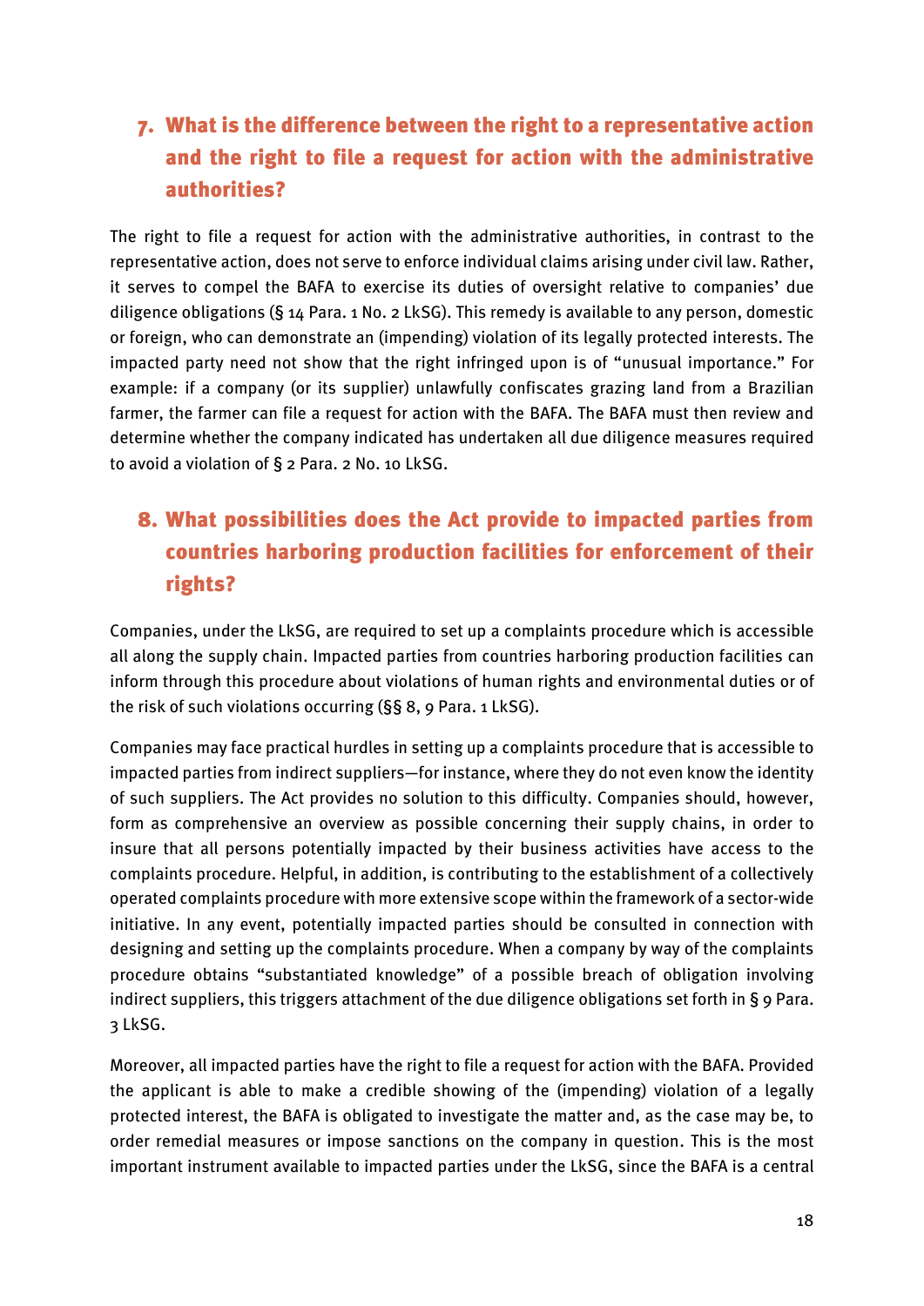## 7. What is the difference between the right to a representative action and the right to file a request for action with the administrative authorities?

The right to file a request for action with the administrative authorities, in contrast to the representative action, does not serve to enforce individual claims arising under civil law. Rather, it serves to compel the BAFA to exercise its duties of oversight relative to companies' due diligence obligations (§ 14 Para. 1 No. 2 LkSG). This remedy is available to any person, domestic or foreign, who can demonstrate an (impending) violation of its legally protected interests. The impacted party need not show that the right infringed upon is of "unusual importance." For example: if a company (or its supplier) unlawfully confiscates grazing land from a Brazilian farmer, the farmer can file a request for action with the BAFA. The BAFA must then review and determine whether the company indicated has undertaken all due diligence measures required to avoid a violation of § 2 Para. 2 No. 10 LkSG.

## 8. What possibilities does the Act provide to impacted parties from countries harboring production facilities for enforcement of their rights?

Companies, under the LkSG, are required to set up a complaints procedure which is accessible all along the supply chain. Impacted parties from countries harboring production facilities can inform through this procedure about violations of human rights and environmental duties or of the risk of such violations occurring (§§ 8, 9 Para. 1 LkSG).

Companies may face practical hurdles in setting up a complaints procedure that is accessible to impacted parties from indirect suppliers—for instance, where they do not even know the identity of such suppliers. The Act provides no solution to this difficulty. Companies should, however, form as comprehensive an overview as possible concerning their supply chains, in order to insure that all persons potentially impacted by their business activities have access to the complaints procedure. Helpful, in addition, is contributing to the establishment of a collectively operated complaints procedure with more extensive scope within the framework of a sector-wide initiative. In any event, potentially impacted parties should be consulted in connection with designing and setting up the complaints procedure. When a company by way of the complaints procedure obtains "substantiated knowledge" of a possible breach of obligation involving indirect suppliers, this triggers attachment of the due diligence obligations set forth in § 9 Para. 3 LkSG.

Moreover, all impacted parties have the right to file a request for action with the BAFA. Provided the applicant is able to make a credible showing of the (impending) violation of a legally protected interest, the BAFA is obligated to investigate the matter and, as the case may be, to order remedial measures or impose sanctions on the company in question. This is the most important instrument available to impacted parties under the LkSG, since the BAFA is a central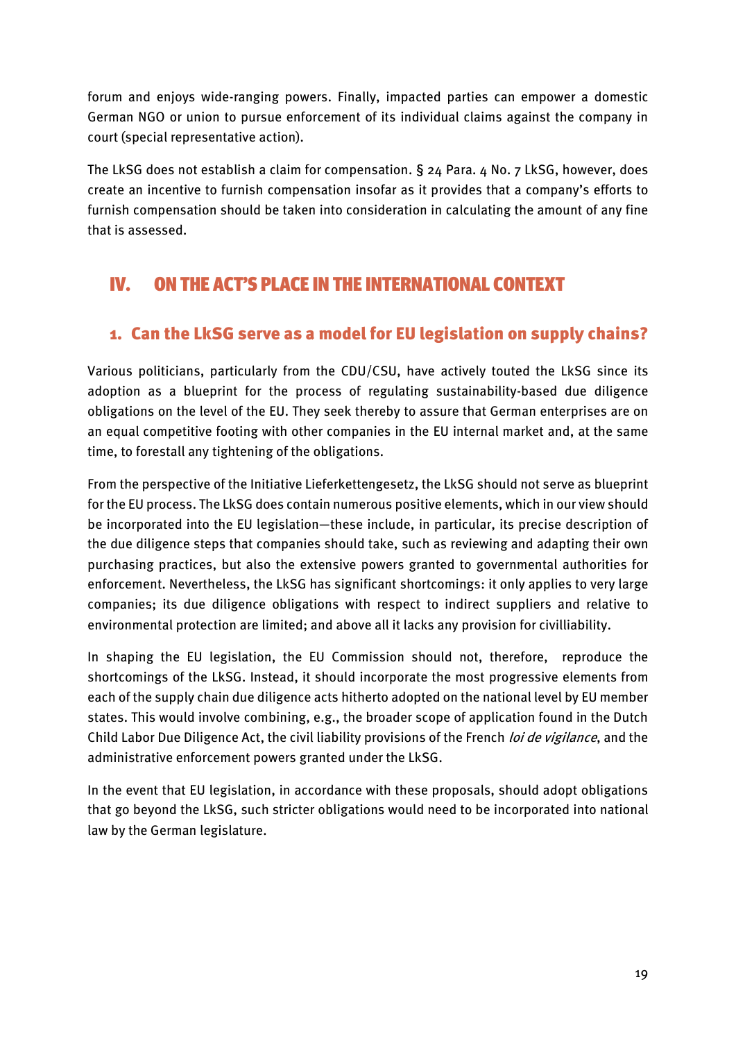forum and enjoys wide-ranging powers. Finally, impacted parties can empower a domestic German NGO or union to pursue enforcement of its individual claims against the company in court (special representative action).

The LkSG does not establish a claim for compensation. § 24 Para. 4 No. 7 LkSG, however, does create an incentive to furnish compensation insofar as it provides that a company's efforts to furnish compensation should be taken into consideration in calculating the amount of any fine that is assessed.

# IV. ON THE ACT'S PLACE IN THE INTERNATIONAL CONTEXT

## 1. Can the LkSG serve as a model for EU legislation on supply chains?

Various politicians, particularly from the CDU/CSU, have actively touted the LkSG since its adoption as a blueprint for the process of regulating sustainability-based due diligence obligations on the level of the EU. They seek thereby to assure that German enterprises are on an equal competitive footing with other companies in the EU internal market and, at the same time, to forestall any tightening of the obligations.

From the perspective of the Initiative Lieferkettengesetz, the LkSG should not serve as blueprint for the EU process. The LkSG does contain numerous positive elements, which in our view should be incorporated into the EU legislation—these include, in particular, its precise description of the due diligence steps that companies should take, such as reviewing and adapting their own purchasing practices, but also the extensive powers granted to governmental authorities for enforcement. Nevertheless, the LkSG has significant shortcomings: it only applies to very large companies; its due diligence obligations with respect to indirect suppliers and relative to environmental protection are limited; and above all it lacks any provision for civilliability.

In shaping the EU legislation, the EU Commission should not, therefore, reproduce the shortcomings of the LkSG. Instead, it should incorporate the most progressive elements from each of the supply chain due diligence acts hitherto adopted on the national level by EU member states. This would involve combining, e.g., the broader scope of application found in the Dutch Child Labor Due Diligence Act, the civil liability provisions of the French *loi de vigilance*, and the administrative enforcement powers granted under the LkSG.

In the event that EU legislation, in accordance with these proposals, should adopt obligations that go beyond the LkSG, such stricter obligations would need to be incorporated into national law by the German legislature.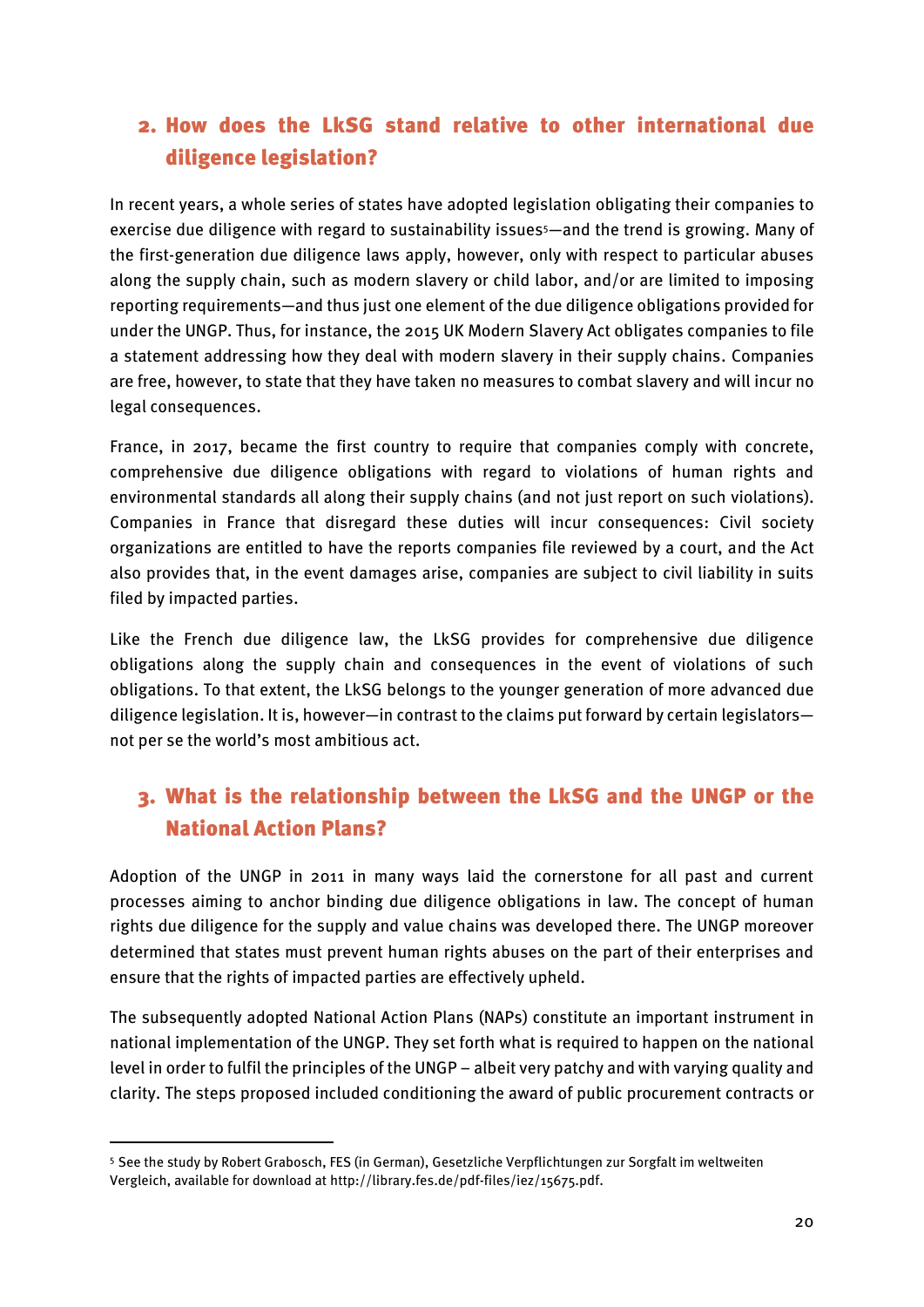## 2. How does the LkSG stand relative to other international due diligence legislation?

In recent years, a whole series of states have adopted legislation obligating their companies to exercise due diligence with regard to sustainability issues[5]—and the trend is growing. Many of the first-generation due diligence laws apply, however, only with respect to particular abuses along the supply chain, such as modern slavery or child labor, and/or are limited to imposing reporting requirements—and thus just one element of the due diligence obligations provided for under the UNGP. Thus, for instance, the 2015 UK Modern Slavery Act obligates companies to file a statement addressing how they deal with modern slavery in their supply chains. Companies are free, however, to state that they have taken no measures to combat slavery and will incur no legal consequences.

France, in 2017, became the first country to require that companies comply with concrete, comprehensive due diligence obligations with regard to violations of human rights and environmental standards all along their supply chains (and not just report on such violations). Companies in France that disregard these duties will incur consequences: Civil society organizations are entitled to have the reports companies file reviewed by a court, and the Act also provides that, in the event damages arise, companies are subject to civil liability in suits filed by impacted parties.

Like the French due diligence law, the LkSG provides for comprehensive due diligence obligations along the supply chain and consequences in the event of violations of such obligations. To that extent, the LkSG belongs to the younger generation of more advanced due diligence legislation. It is, however—in contrast to the claims put forward by certain legislators—not per se the world's most ambitious act.

## 3. What is the relationship between the LkSG and the UNGP or the National Action Plans?

Adoption of the UNGP in 2011 in many ways laid the cornerstone for all past and current processes aiming to anchor binding due diligence obligations in law. The concept of human rights due diligence for the supply and value chains was developed there. The UNGP moreover determined that states must prevent human rights abuses on the part of their enterprises and ensure that the rights of impacted parties are effectively upheld.

The subsequently adopted National Action Plans (NAPs) constitute an important instrument in national implementation of the UNGP. They set forth what is required to happen on the national level in order to fulfil the principles of the UNGP – albeit very patchy and with varying quality and clarity. The steps proposed included conditioning the award of public procurement contracts or

---

[5] See the study by Robert Grabosch, FES (in German), Gesetzliche Verpflichtungen zur Sorgfalt im weltweiten Vergleich, available for download at http://library.fes.de/pdf-files/iez/15675.pdf.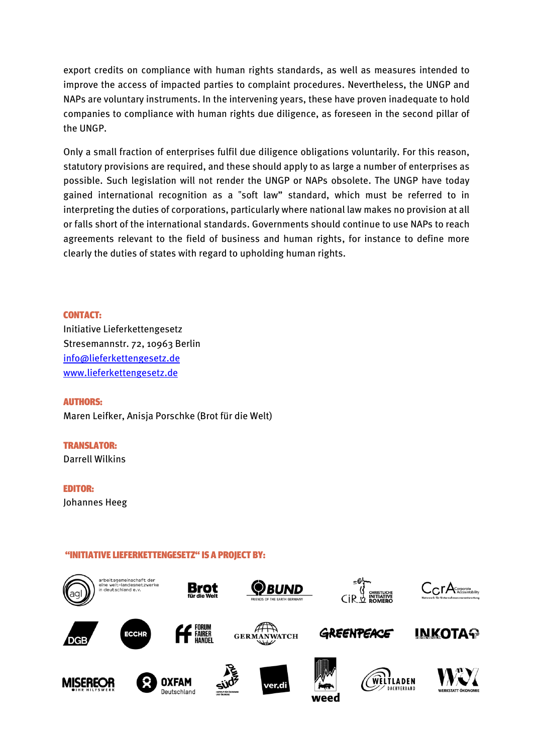export credits on compliance with human rights standards, as well as measures intended to improve the access of impacted parties to complaint procedures. Nevertheless, the UNGP and NAPs are voluntary instruments. In the intervening years, these have proven inadequate to hold companies to compliance with human rights due diligence, as foreseen in the second pillar of the UNGP.

Only a small fraction of enterprises fulfil due diligence obligations voluntarily. For this reason, statutory provisions are required, and these should apply to as large a number of enterprises as possible. Such legislation will not render the UNGP or NAPs obsolete. The UNGP have today gained international recognition as a "soft law" standard, which must be referred to in interpreting the duties of corporations, particularly where national law makes no provision at all or falls short of the international standards. Governments should continue to use NAPs to reach agreements relevant to the field of business and human rights, for instance to define more clearly the duties of states with regard to upholding human rights.

**CONTACT:**
Initiative Lieferkettengesetz
Stresemannstr. 72, 10963 Berlin
info@lieferkettengesetz.de
www.lieferkettengesetz.de

**AUTHORS:**
Maren Leifker, Anisja Porschke (Brot für die Welt)

**TRANSLATOR:**
Darrell Wilkins

**EDITOR:**
Johannes Heeg

**"INITIATIVE LIEFERKETTENGESETZ" IS A PROJECT BY:**